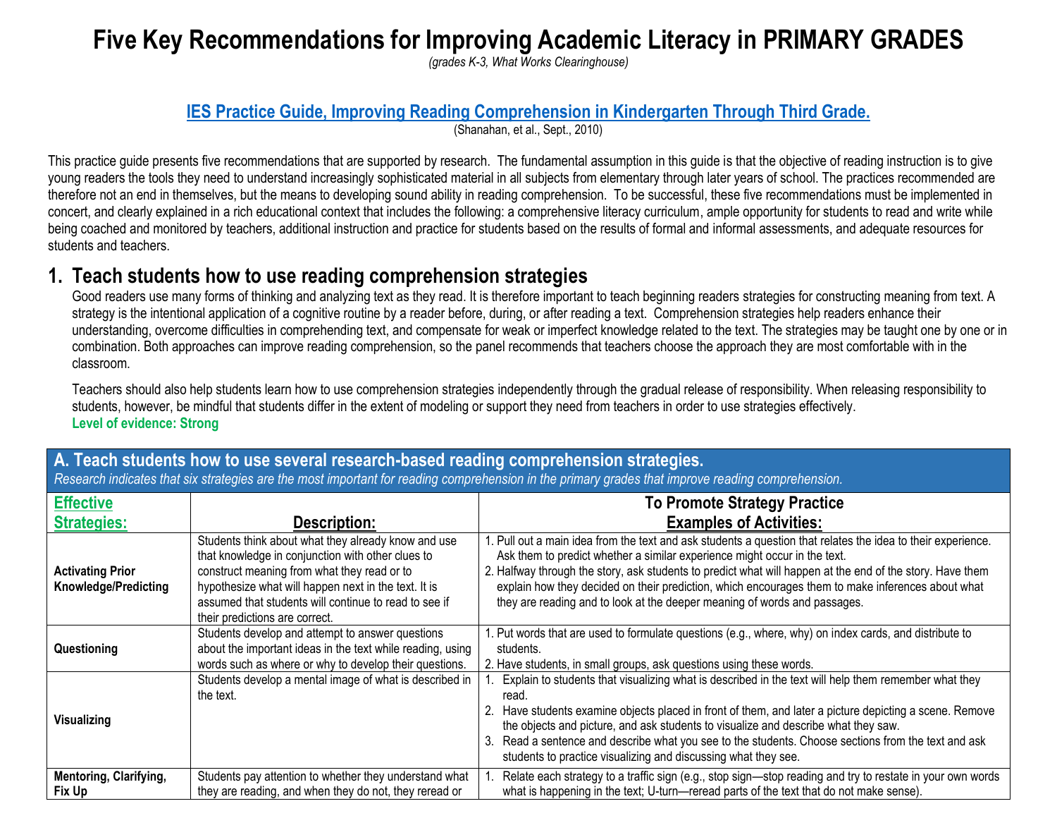# Five Key Recommendations for Improving Academic Literacy in PRIMARY GRADES

*(grades K-3, What Works Clearinghouse)*

## IES Practice Guide, Improving Reading Comprehension in Kindergarten Through Third Grade.

(Shanahan, et al., Sept., 2010)

This practice guide presents five recommendations that are supported by research. The fundamental assumption in this guide is that the objective of reading instruction is to give young readers the tools they need to understand increasingly sophisticated material in all subjects from elementary through later years of school. The practices recommended are therefore not an end in themselves, but the means to developing sound ability in reading comprehension. To be successful, these five recommendations must be implemented in concert, and clearly explained in a rich educational context that includes the following: a comprehensive literacy curriculum, ample opportunity for students to read and write while being coached and monitored by teachers, additional instruction and practice for students based on the results of formal and informal assessments, and adequate resources for students and teachers.

## 1. Teach students how to use reading comprehension strategies

Good readers use many forms of thinking and analyzing text as they read. It is therefore important to teach beginning readers strategies for constructing meaning from text. A strategy is the intentional application of a cognitive routine by a reader before, during, or after reading a text. Comprehension strategies help readers enhance their understanding, overcome difficulties in comprehending text, and compensate for weak or imperfect knowledge related to the text. The strategies may be taught one by one or in combination. Both approaches can improve reading comprehension, so the panel recommends that teachers choose the approach they are most comfortable with in the classroom.

Teachers should also help students learn how to use comprehension strategies independently through the gradual release of responsibility. When releasing responsibility to students, however, be mindful that students differ in the extent of modeling or support they need from teachers in order to use strategies effectively.

**Level of evidence: Strong**

### A. Teach students how to use several research-based reading comprehension strategies.

*Research indicates that six strategies are the most important for reading comprehension in the primary grades that improve reading comprehension.*

| Effective Strategies: | Description: | To Promote Strategy Practice Examples of Activities: |
|---|---|---|
| **Activating Prior Knowledge/Predicting** | Students think about what they already know and use that knowledge in conjunction with other clues to construct meaning from what they read or to hypothesize what will happen next in the text. It is assumed that students will continue to read to see if their predictions are correct. | 1. Pull out a main idea from the text and ask students a question that relates the idea to their experience. Ask them to predict whether a similar experience might occur in the text.<br>2. Halfway through the story, ask students to predict what will happen at the end of the story. Have them explain how they decided on their prediction, which encourages them to make inferences about what they are reading and to look at the deeper meaning of words and passages. |
| **Questioning** | Students develop and attempt to answer questions about the important ideas in the text while reading, using words such as where or why to develop their questions. | 1. Put words that are used to formulate questions (e.g., where, why) on index cards, and distribute to students.<br>2. Have students, in small groups, ask questions using these words. |
| **Visualizing** | Students develop a mental image of what is described in the text. | 1. Explain to students that visualizing what is described in the text will help them remember what they read.<br>2. Have students examine objects placed in front of them, and later a picture depicting a scene. Remove the objects and picture, and ask students to visualize and describe what they saw.<br>3. Read a sentence and describe what you see to the students. Choose sections from the text and ask students to practice visualizing and discussing what they see. |
| **Mentoring, Clarifying, Fix Up** | Students pay attention to whether they understand what they are reading, and when they do not, they reread or | 1. Relate each strategy to a traffic sign (e.g., stop sign—stop reading and try to restate in your own words what is happening in the text; U-turn—reread parts of the text that do not make sense). |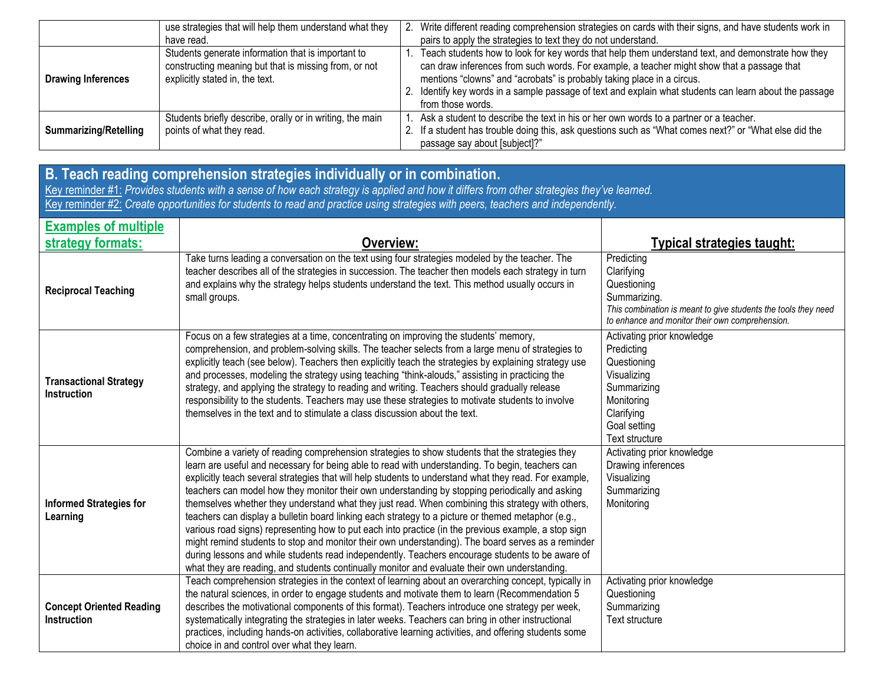| | | |
|---|---|---|
| | use strategies that will help them understand what they have read. | 2. Write different reading comprehension strategies on cards with their signs, and have students work in pairs to apply the strategies to text they do not understand. |
| **Drawing Inferences** | Students generate information that is important to constructing meaning but that is missing from, or not explicitly stated in, the text. | 1. Teach students how to look for key words that help them understand text, and demonstrate how they can draw inferences from such words. For example, a teacher might show that a passage that mentions "clowns" and "acrobats" is probably taking place in a circus.<br>2. Identify key words in a sample passage of text and explain what students can learn about the passage from those words. |
| **Summarizing/Retelling** | Students briefly describe, orally or in writing, the main points of what they read. | 1. Ask a student to describe the text in his or her own words to a partner or a teacher.<br>2. If a student has trouble doing this, ask questions such as "What comes next?" or "What else did the passage say about [subject]?" |

## B. Teach reading comprehension strategies individually or in combination.

Key reminder #1: *Provides students with a sense of how each strategy is applied and how it differs from other strategies they've learned.*
Key reminder #2: *Create opportunities for students to read and practice using strategies with peers, teachers and independently.*

| Examples of multiple strategy formats: | Overview: | Typical strategies taught: |
|---|---|---|
| **Reciprocal Teaching** | Take turns leading a conversation on the text using four strategies modeled by the teacher. The teacher describes all of the strategies in succession. The teacher then models each strategy in turn and explains why the strategy helps students understand the text. This method usually occurs in small groups. | Predicting<br>Clarifying<br>Questioning<br>Summarizing.<br>*This combination is meant to give students the tools they need to enhance and monitor their own comprehension.* |
| **Transactional Strategy Instruction** | Focus on a few strategies at a time, concentrating on improving the students' memory, comprehension, and problem-solving skills. The teacher selects from a large menu of strategies to explicitly teach (see below). Teachers then explicitly teach the strategies by explaining strategy use and processes, modeling the strategy using teaching "think-alouds," assisting in practicing the strategy, and applying the strategy to reading and writing. Teachers should gradually release responsibility to the students. Teachers may use these strategies to motivate students to involve themselves in the text and to stimulate a class discussion about the text. | Activating prior knowledge<br>Predicting<br>Questioning<br>Visualizing<br>Summarizing<br>Monitoring<br>Clarifying<br>Goal setting<br>Text structure |
| **Informed Strategies for Learning** | Combine a variety of reading comprehension strategies to show students that the strategies they learn are useful and necessary for being able to read with understanding. To begin, teachers can explicitly teach several strategies that will help students to understand what they read. For example, teachers can model how they monitor their own understanding by stopping periodically and asking themselves whether they understand what they just read. When combining this strategy with others, teachers can display a bulletin board linking each strategy to a picture or themed metaphor (e.g., various road signs) representing how to put each into practice (in the previous example, a stop sign might remind students to stop and monitor their own understanding). The board serves as a reminder during lessons and while students read independently. Teachers encourage students to be aware of what they are reading, and students continually monitor and evaluate their own understanding. | Activating prior knowledge<br>Drawing inferences<br>Visualizing<br>Summarizing<br>Monitoring |
| **Concept Oriented Reading Instruction** | Teach comprehension strategies in the context of learning about an overarching concept, typically in the natural sciences, in order to engage students and motivate them to learn (Recommendation 5 describes the motivational components of this format). Teachers introduce one strategy per week, systematically integrating the strategies in later weeks. Teachers can bring in other instructional practices, including hands-on activities, collaborative learning activities, and offering students some choice in and control over what they learn. | Activating prior knowledge<br>Questioning<br>Summarizing<br>Text structure |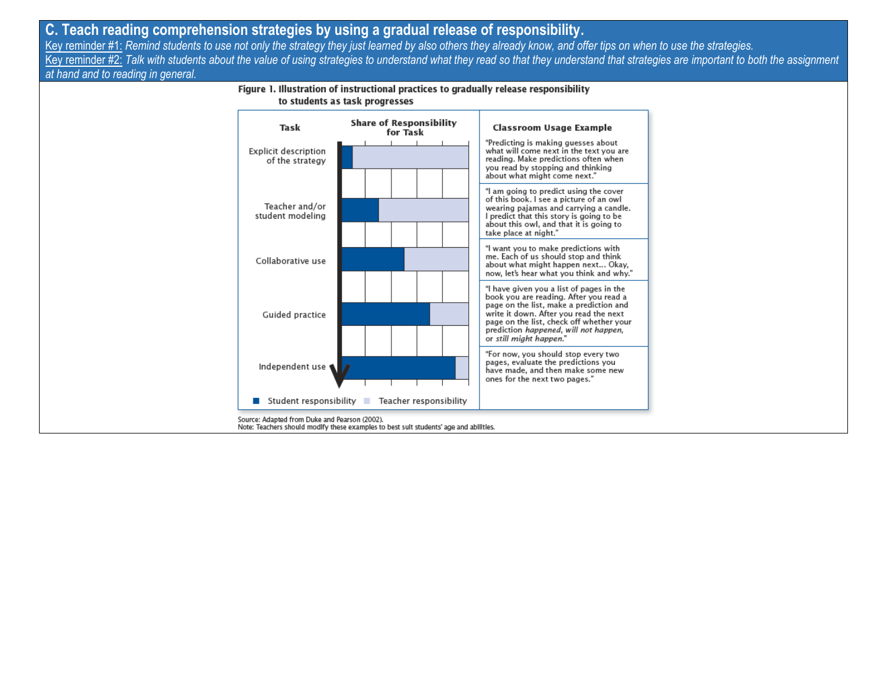## C. Teach reading comprehension strategies by using a gradual release of responsibility.

Key reminder #1: *Remind students to use not only the strategy they just learned by also others they already know, and offer tips on when to use the strategies.*

Key reminder #2: *Talk with students about the value of using strategies to understand what they read so that they understand that strategies are important to both the assignment at hand and to reading in general.*

**Figure 1. Illustration of instructional practices to gradually release responsibility to students as task progresses**

| Task | Share of Responsibility for Task | Classroom Usage Example |
|---|---|---|
| Explicit description of the strategy | Mostly teacher responsibility | "Predicting is making guesses about what will come next in the text you are reading. Make predictions often when you read by stopping and thinking about what might come next." |
| Teacher and/or student modeling | | "I am going to predict using the cover of this book. I see a picture of an owl wearing pajamas and carrying a candle. I predict that this story is going to be about this owl, and that it is going to take place at night." |
| Collaborative use | | "I want you to make predictions with me. Each of us should stop and think about what might happen next... Okay, now, let's hear what you think and why." |
| Guided practice | | "I have given you a list of pages in the book you are reading. After you read a page on the list, make a prediction and write it down. After you read the next page on the list, check off whether your prediction *happened*, *will not happen*, or *still might happen*." |
| Independent use | Mostly student responsibility | "For now, you should stop every two pages, evaluate the predictions you have made, and then make some new ones for the next two pages." |

■ Student responsibility ■ Teacher responsibility

Source: Adapted from Duke and Pearson (2002).
Note: Teachers should modify these examples to best suit students' age and abilities.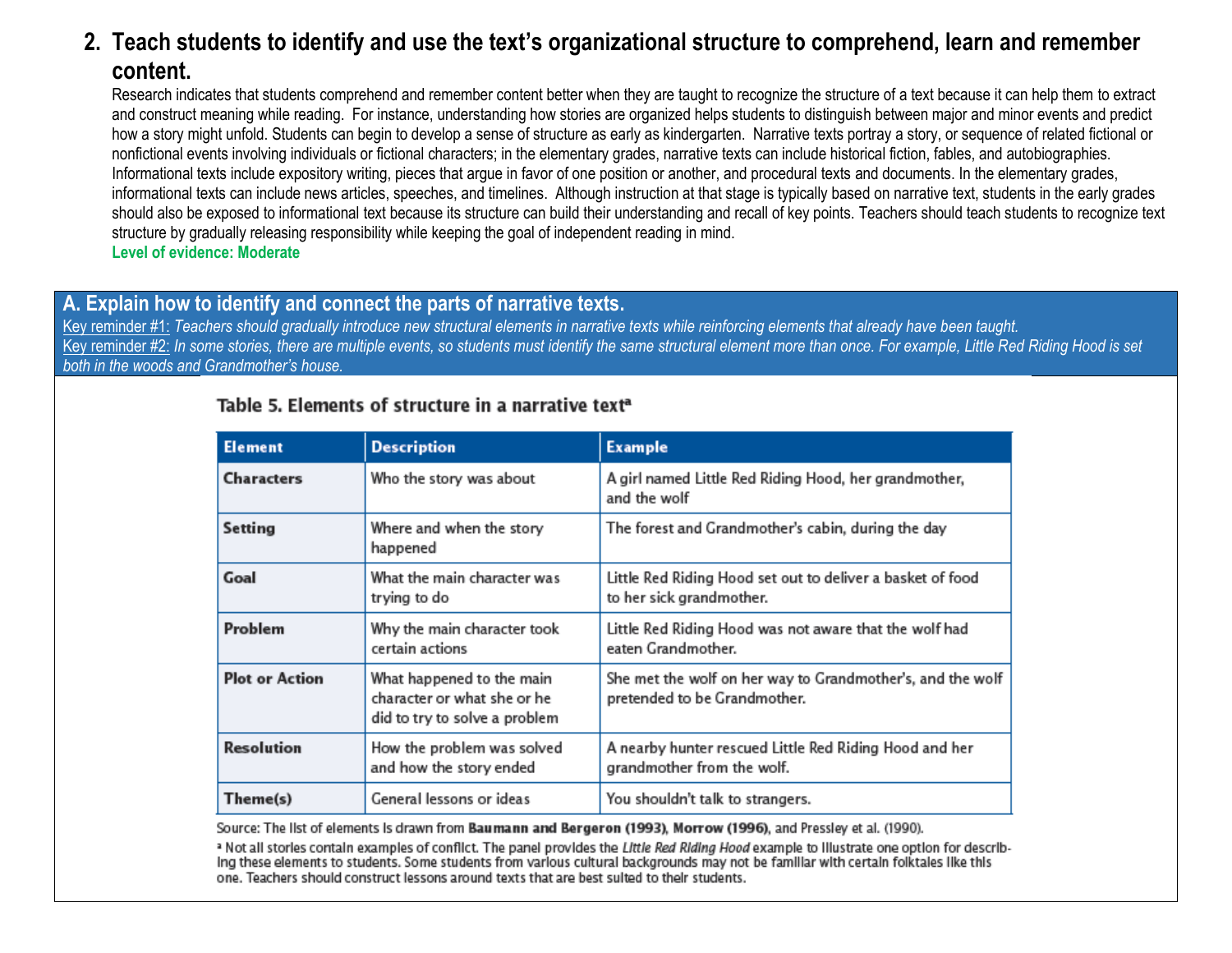## 2. Teach students to identify and use the text's organizational structure to comprehend, learn and remember content.

Research indicates that students comprehend and remember content better when they are taught to recognize the structure of a text because it can help them to extract and construct meaning while reading. For instance, understanding how stories are organized helps students to distinguish between major and minor events and predict how a story might unfold. Students can begin to develop a sense of structure as early as kindergarten. Narrative texts portray a story, or sequence of related fictional or nonfictional events involving individuals or fictional characters; in the elementary grades, narrative texts can include historical fiction, fables, and autobiographies. Informational texts include expository writing, pieces that argue in favor of one position or another, and procedural texts and documents. In the elementary grades, informational texts can include news articles, speeches, and timelines. Although instruction at that stage is typically based on narrative text, students in the early grades should also be exposed to informational text because its structure can build their understanding and recall of key points. Teachers should teach students to recognize text structure by gradually releasing responsibility while keeping the goal of independent reading in mind.

**Level of evidence: Moderate**

### A. Explain how to identify and connect the parts of narrative texts.

Key reminder #1: *Teachers should gradually introduce new structural elements in narrative texts while reinforcing elements that already have been taught.*

Key reminder #2: *In some stories, there are multiple events, so students must identify the same structural element more than once. For example, Little Red Riding Hood is set both in the woods and Grandmother's house.*

**Table 5. Elements of structure in a narrative text[a]**

| Element | Description | Example |
|---|---|---|
| **Characters** | Who the story was about | A girl named Little Red Riding Hood, her grandmother, and the wolf |
| **Setting** | Where and when the story happened | The forest and Grandmother's cabin, during the day |
| **Goal** | What the main character was trying to do | Little Red Riding Hood set out to deliver a basket of food to her sick grandmother. |
| **Problem** | Why the main character took certain actions | Little Red Riding Hood was not aware that the wolf had eaten Grandmother. |
| **Plot or Action** | What happened to the main character or what she or he did to try to solve a problem | She met the wolf on her way to Grandmother's, and the wolf pretended to be Grandmother. |
| **Resolution** | How the problem was solved and how the story ended | A nearby hunter rescued Little Red Riding Hood and her grandmother from the wolf. |
| **Theme(s)** | General lessons or ideas | You shouldn't talk to strangers. |

Source: The list of elements is drawn from **Baumann and Bergeron (1993)**, **Morrow (1996)**, and Pressley et al. (1990).

[a] Not all stories contain examples of conflict. The panel provides the *Little Red Riding Hood* example to illustrate one option for describing these elements to students. Some students from various cultural backgrounds may not be familiar with certain folktales like this one. Teachers should construct lessons around texts that are best suited to their students.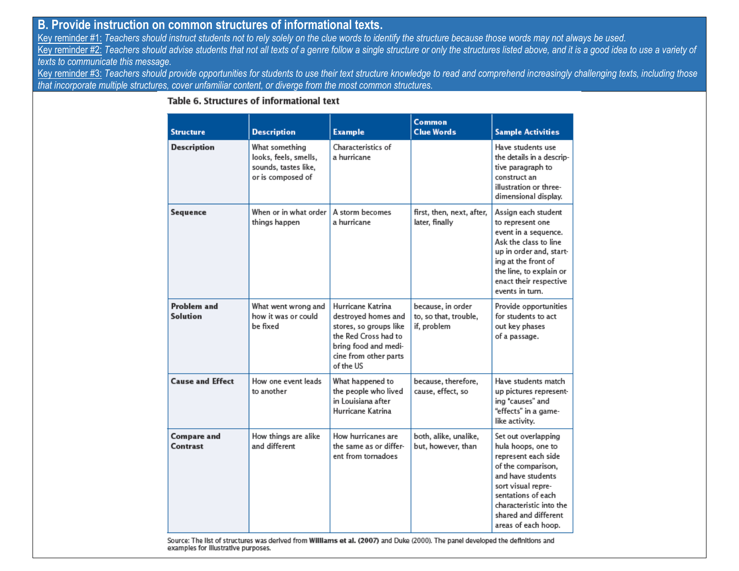## B. Provide instruction on common structures of informational texts.

Key reminder #1: *Teachers should instruct students not to rely solely on the clue words to identify the structure because those words may not always be used.*

Key reminder #2: *Teachers should advise students that not all texts of a genre follow a single structure or only the structures listed above, and it is a good idea to use a variety of texts to communicate this message.*

Key reminder #3: *Teachers should provide opportunities for students to use their text structure knowledge to read and comprehend increasingly challenging texts, including those that incorporate multiple structures, cover unfamiliar content, or diverge from the most common structures.*

**Table 6. Structures of informational text**

| Structure | Description | Example | Common Clue Words | Sample Activities |
|---|---|---|---|---|
| **Description** | What something looks, feels, smells, sounds, tastes like, or is composed of | Characteristics of a hurricane | | Have students use the details in a descriptive paragraph to construct an illustration or three-dimensional display. |
| **Sequence** | When or in what order things happen | A storm becomes a hurricane | first, then, next, after, later, finally | Assign each student to represent one event in a sequence. Ask the class to line up in order and, starting at the front of the line, to explain or enact their respective events in turn. |
| **Problem and Solution** | What went wrong and how it was or could be fixed | Hurricane Katrina destroyed homes and stores, so groups like the Red Cross had to bring food and medicine from other parts of the US | because, in order to, so that, trouble, if, problem | Provide opportunities for students to act out key phases of a passage. |
| **Cause and Effect** | How one event leads to another | What happened to the people who lived in Louisiana after Hurricane Katrina | because, therefore, cause, effect, so | Have students match up pictures representing "causes" and "effects" in a game-like activity. |
| **Compare and Contrast** | How things are alike and different | How hurricanes are the same as or different from tornadoes | both, alike, unalike, but, however, than | Set out overlapping hula hoops, one to represent each side of the comparison, and have students sort visual representations of each characteristic into the shared and different areas of each hoop. |

Source: The list of structures was derived from **Williams et al. (2007)** and Duke (2000). The panel developed the definitions and examples for illustrative purposes.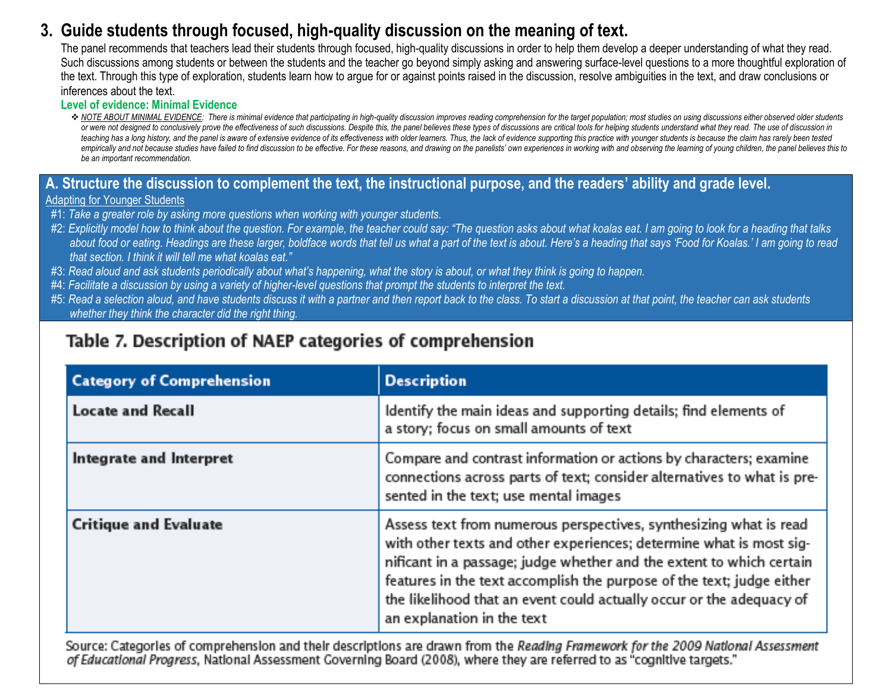## 3. Guide students through focused, high-quality discussion on the meaning of text.

The panel recommends that teachers lead their students through focused, high-quality discussions in order to help them develop a deeper understanding of what they read. Such discussions among students or between the students and the teacher go beyond simply asking and answering surface-level questions to a more thoughtful exploration of the text. Through this type of exploration, students learn how to argue for or against points raised in the discussion, resolve ambiguities in the text, and draw conclusions or inferences about the text.

**Level of evidence: Minimal Evidence**

- *NOTE ABOUT MINIMAL EVIDENCE: There is minimal evidence that participating in high-quality discussion improves reading comprehension for the target population; most studies on using discussions either observed older students or were not designed to conclusively prove the effectiveness of such discussions. Despite this, the panel believes these types of discussions are critical tools for helping students understand what they read. The use of discussion in teaching has a long history, and the panel is aware of extensive evidence of its effectiveness with older learners. Thus, the lack of evidence supporting this practice with younger students is because the claim has rarely been tested empirically and not because studies have failed to find discussion to be effective. For these reasons, and drawing on the panelists' own experiences in working with and observing the learning of young children, the panel believes this to be an important recommendation.*

### A. Structure the discussion to complement the text, the instructional purpose, and the readers' ability and grade level.

Adapting for Younger Students

#1: *Take a greater role by asking more questions when working with younger students.*

#2: *Explicitly model how to think about the question. For example, the teacher could say: "The question asks about what koalas eat. I am going to look for a heading that talks about food or eating. Headings are these larger, boldface words that tell us what a part of the text is about. Here's a heading that says 'Food for Koalas.' I am going to read that section. I think it will tell me what koalas eat."*

#3: *Read aloud and ask students periodically about what's happening, what the story is about, or what they think is going to happen.*

#4: *Facilitate a discussion by using a variety of higher-level questions that prompt the students to interpret the text.*

#5: *Read a selection aloud, and have students discuss it with a partner and then report back to the class. To start a discussion at that point, the teacher can ask students whether they think the character did the right thing.*

**Table 7. Description of NAEP categories of comprehension**

| Category of Comprehension | Description |
|---|---|
| Locate and Recall | Identify the main ideas and supporting details; find elements of a story; focus on small amounts of text |
| Integrate and Interpret | Compare and contrast information or actions by characters; examine connections across parts of text; consider alternatives to what is presented in the text; use mental images |
| Critique and Evaluate | Assess text from numerous perspectives, synthesizing what is read with other texts and other experiences; determine what is most significant in a passage; judge whether and the extent to which certain features in the text accomplish the purpose of the text; judge either the likelihood that an event could actually occur or the adequacy of an explanation in the text |

Source: Categories of comprehension and their descriptions are drawn from the *Reading Framework for the 2009 National Assessment of Educational Progress*, National Assessment Governing Board (2008), where they are referred to as "cognitive targets."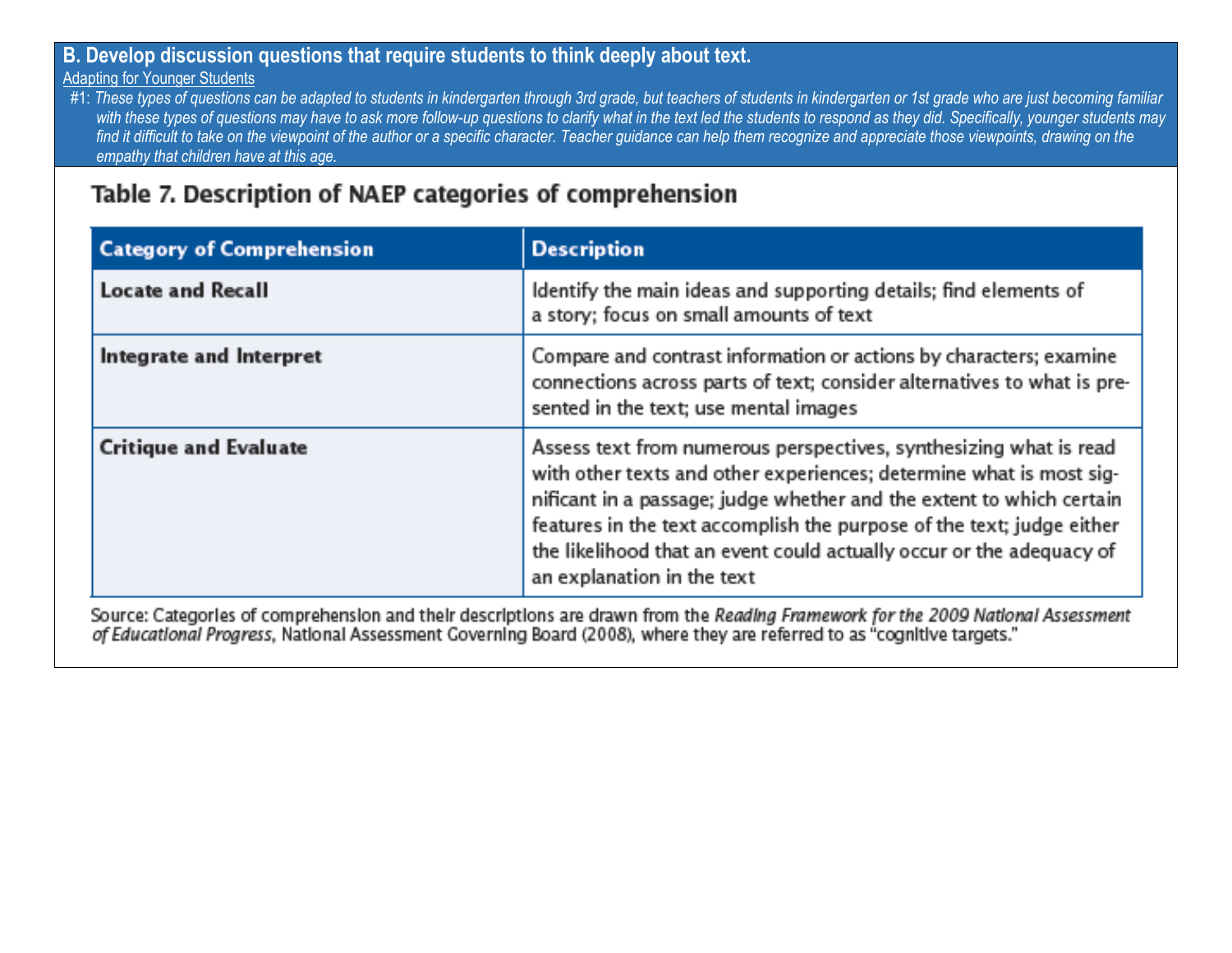## B. Develop discussion questions that require students to think deeply about text.

Adapting for Younger Students

#1: *These types of questions can be adapted to students in kindergarten through 3rd grade, but teachers of students in kindergarten or 1st grade who are just becoming familiar with these types of questions may have to ask more follow-up questions to clarify what in the text led the students to respond as they did. Specifically, younger students may find it difficult to take on the viewpoint of the author or a specific character. Teacher guidance can help them recognize and appreciate those viewpoints, drawing on the empathy that children have at this age.*

### Table 7. Description of NAEP categories of comprehension

| Category of Comprehension | Description |
|---|---|
| **Locate and Recall** | Identify the main ideas and supporting details; find elements of a story; focus on small amounts of text |
| **Integrate and Interpret** | Compare and contrast information or actions by characters; examine connections across parts of text; consider alternatives to what is presented in the text; use mental images |
| **Critique and Evaluate** | Assess text from numerous perspectives, synthesizing what is read with other texts and other experiences; determine what is most significant in a passage; judge whether and the extent to which certain features in the text accomplish the purpose of the text; judge either the likelihood that an event could actually occur or the adequacy of an explanation in the text |

Source: Categories of comprehension and their descriptions are drawn from the *Reading Framework for the 2009 National Assessment of Educational Progress*, National Assessment Governing Board (2008), where they are referred to as "cognitive targets."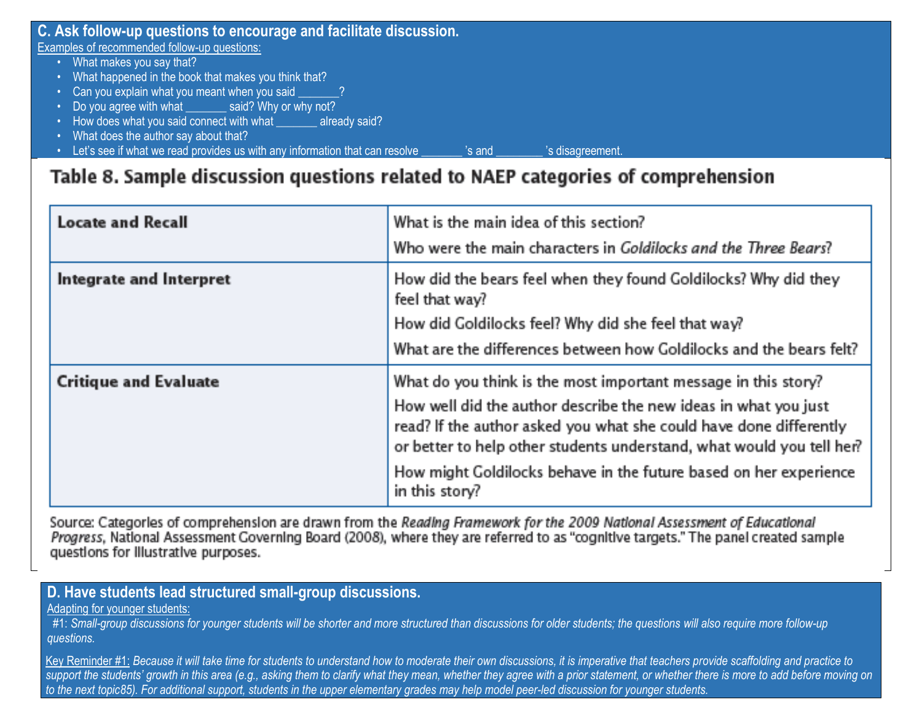## C. Ask follow-up questions to encourage and facilitate discussion.

Examples of recommended follow-up questions:

- What makes you say that?
- What happened in the book that makes you think that?
- Can you explain what you meant when you said _______?
- Do you agree with what _______ said? Why or why not?
- How does what you said connect with what _______ already said?
- What does the author say about that?
- Let's see if what we read provides us with any information that can resolve _______ 's and ________ 's disagreement.

**Table 8. Sample discussion questions related to NAEP categories of comprehension**

| | |
|---|---|
| **Locate and Recall** | What is the main idea of this section?<br>Who were the main characters in *Goldilocks and the Three Bears*? |
| **Integrate and Interpret** | How did the bears feel when they found Goldilocks? Why did they feel that way?<br>How did Goldilocks feel? Why did she feel that way?<br>What are the differences between how Goldilocks and the bears felt? |
| **Critique and Evaluate** | What do you think is the most important message in this story?<br>How well did the author describe the new ideas in what you just read? If the author asked you what she could have done differently or better to help other students understand, what would you tell her?<br>How might Goldilocks behave in the future based on her experience in this story? |

Source: Categories of comprehension are drawn from the *Reading Framework for the 2009 National Assessment of Educational Progress*, National Assessment Governing Board (2008), where they are referred to as "cognitive targets." The panel created sample questions for illustrative purposes.

## D. Have students lead structured small-group discussions.

Adapting for younger students:

#1: *Small-group discussions for younger students will be shorter and more structured than discussions for older students; the questions will also require more follow-up questions.*

Key Reminder #1: *Because it will take time for students to understand how to moderate their own discussions, it is imperative that teachers provide scaffolding and practice to support the students' growth in this area (e.g., asking them to clarify what they mean, whether they agree with a prior statement, or whether there is more to add before moving on to the next topic85). For additional support, students in the upper elementary grades may help model peer-led discussion for younger students.*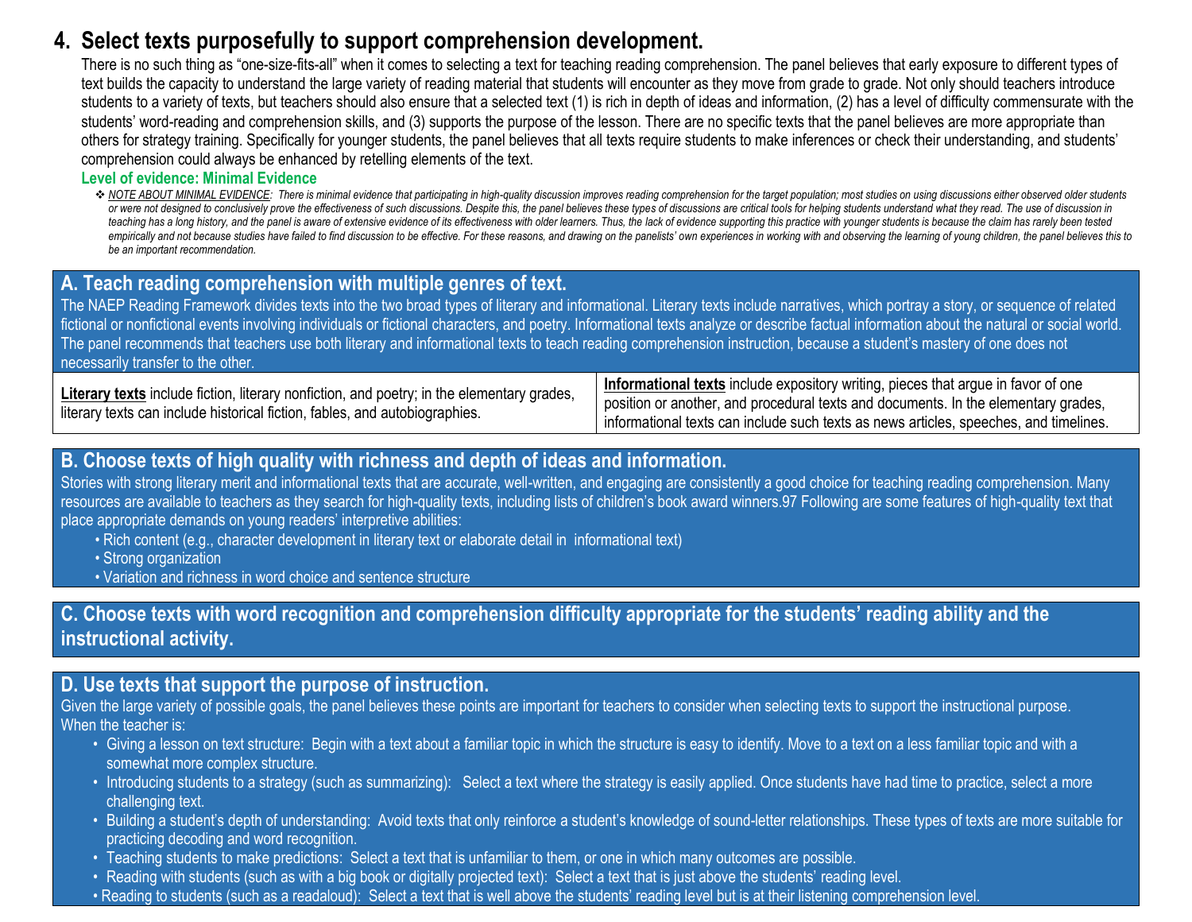## 4. Select texts purposefully to support comprehension development.

There is no such thing as "one-size-fits-all" when it comes to selecting a text for teaching reading comprehension. The panel believes that early exposure to different types of text builds the capacity to understand the large variety of reading material that students will encounter as they move from grade to grade. Not only should teachers introduce students to a variety of texts, but teachers should also ensure that a selected text (1) is rich in depth of ideas and information, (2) has a level of difficulty commensurate with the students' word-reading and comprehension skills, and (3) supports the purpose of the lesson. There are no specific texts that the panel believes are more appropriate than others for strategy training. Specifically for younger students, the panel believes that all texts require students to make inferences or check their understanding, and students' comprehension could always be enhanced by retelling elements of the text.

**Level of evidence: Minimal Evidence**

❖ *NOTE ABOUT MINIMAL EVIDENCE: There is minimal evidence that participating in high-quality discussion improves reading comprehension for the target population; most studies on using discussions either observed older students or were not designed to conclusively prove the effectiveness of such discussions. Despite this, the panel believes these types of discussions are critical tools for helping students understand what they read. The use of discussion in teaching has a long history, and the panel is aware of extensive evidence of its effectiveness with older learners. Thus, the lack of evidence supporting this practice with younger students is because the claim has rarely been tested empirically and not because studies have failed to find discussion to be effective. For these reasons, and drawing on the panelists' own experiences in working with and observing the learning of young children, the panel believes this to be an important recommendation.*

### A. Teach reading comprehension with multiple genres of text.

The NAEP Reading Framework divides texts into the two broad types of literary and informational. Literary texts include narratives, which portray a story, or sequence of related fictional or nonfictional events involving individuals or fictional characters, and poetry. Informational texts analyze or describe factual information about the natural or social world. The panel recommends that teachers use both literary and informational texts to teach reading comprehension instruction, because a student's mastery of one does not necessarily transfer to the other.

| **Literary texts** include fiction, literary nonfiction, and poetry; in the elementary grades, literary texts can include historical fiction, fables, and autobiographies. | **Informational texts** include expository writing, pieces that argue in favor of one position or another, and procedural texts and documents. In the elementary grades, informational texts can include such texts as news articles, speeches, and timelines. |
|---|---|

### B. Choose texts of high quality with richness and depth of ideas and information.

Stories with strong literary merit and informational texts that are accurate, well-written, and engaging are consistently a good choice for teaching reading comprehension. Many resources are available to teachers as they search for high-quality texts, including lists of children's book award winners.[97] Following are some features of high-quality text that place appropriate demands on young readers' interpretive abilities:

- Rich content (e.g., character development in literary text or elaborate detail in informational text)
- Strong organization
- Variation and richness in word choice and sentence structure

### C. Choose texts with word recognition and comprehension difficulty appropriate for the students' reading ability and the instructional activity.

### D. Use texts that support the purpose of instruction.

Given the large variety of possible goals, the panel believes these points are important for teachers to consider when selecting texts to support the instructional purpose. When the teacher is:

- Giving a lesson on text structure: Begin with a text about a familiar topic in which the structure is easy to identify. Move to a text on a less familiar topic and with a somewhat more complex structure.
- Introducing students to a strategy (such as summarizing): Select a text where the strategy is easily applied. Once students have had time to practice, select a more challenging text.
- Building a student's depth of understanding: Avoid texts that only reinforce a student's knowledge of sound-letter relationships. These types of texts are more suitable for practicing decoding and word recognition.
- Teaching students to make predictions: Select a text that is unfamiliar to them, or one in which many outcomes are possible.
- Reading with students (such as with a big book or digitally projected text): Select a text that is just above the students' reading level.
- Reading to students (such as a readaloud): Select a text that is well above the students' reading level but is at their listening comprehension level.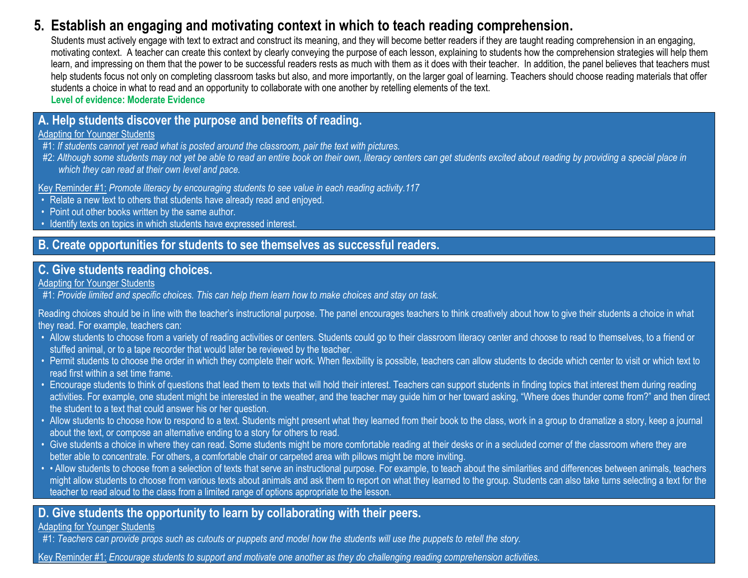## 5. Establish an engaging and motivating context in which to teach reading comprehension.

Students must actively engage with text to extract and construct its meaning, and they will become better readers if they are taught reading comprehension in an engaging, motivating context. A teacher can create this context by clearly conveying the purpose of each lesson, explaining to students how the comprehension strategies will help them learn, and impressing on them that the power to be successful readers rests as much with them as it does with their teacher. In addition, the panel believes that teachers must help students focus not only on completing classroom tasks but also, and more importantly, on the larger goal of learning. Teachers should choose reading materials that offer students a choice in what to read and an opportunity to collaborate with one another by retelling elements of the text.

**Level of evidence: Moderate Evidence**

### A. Help students discover the purpose and benefits of reading.

Adapting for Younger Students

#1: *If students cannot yet read what is posted around the classroom, pair the text with pictures.*

#2: *Although some students may not yet be able to read an entire book on their own, literacy centers can get students excited about reading by providing a special place in which they can read at their own level and pace.*

Key Reminder #1: *Promote literacy by encouraging students to see value in each reading activity.117*

- Relate a new text to others that students have already read and enjoyed.
- Point out other books written by the same author.
- Identify texts on topics in which students have expressed interest.

### B. Create opportunities for students to see themselves as successful readers.

### C. Give students reading choices.

Adapting for Younger Students

#1: *Provide limited and specific choices. This can help them learn how to make choices and stay on task.*

Reading choices should be in line with the teacher's instructional purpose. The panel encourages teachers to think creatively about how to give their students a choice in what they read. For example, teachers can:

- Allow students to choose from a variety of reading activities or centers. Students could go to their classroom literacy center and choose to read to themselves, to a friend or stuffed animal, or to a tape recorder that would later be reviewed by the teacher.
- Permit students to choose the order in which they complete their work. When flexibility is possible, teachers can allow students to decide which center to visit or which text to read first within a set time frame.
- Encourage students to think of questions that lead them to texts that will hold their interest. Teachers can support students in finding topics that interest them during reading activities. For example, one student might be interested in the weather, and the teacher may guide him or her toward asking, "Where does thunder come from?" and then direct the student to a text that could answer his or her question.
- Allow students to choose how to respond to a text. Students might present what they learned from their book to the class, work in a group to dramatize a story, keep a journal about the text, or compose an alternative ending to a story for others to read.
- Give students a choice in where they can read. Some students might be more comfortable reading at their desks or in a secluded corner of the classroom where they are better able to concentrate. For others, a comfortable chair or carpeted area with pillows might be more inviting.
- • Allow students to choose from a selection of texts that serve an instructional purpose. For example, to teach about the similarities and differences between animals, teachers might allow students to choose from various texts about animals and ask them to report on what they learned to the group. Students can also take turns selecting a text for the teacher to read aloud to the class from a limited range of options appropriate to the lesson.

### D. Give students the opportunity to learn by collaborating with their peers.

Adapting for Younger Students

#1: *Teachers can provide props such as cutouts or puppets and model how the students will use the puppets to retell the story.*

Key Reminder #1: *Encourage students to support and motivate one another as they do challenging reading comprehension activities.*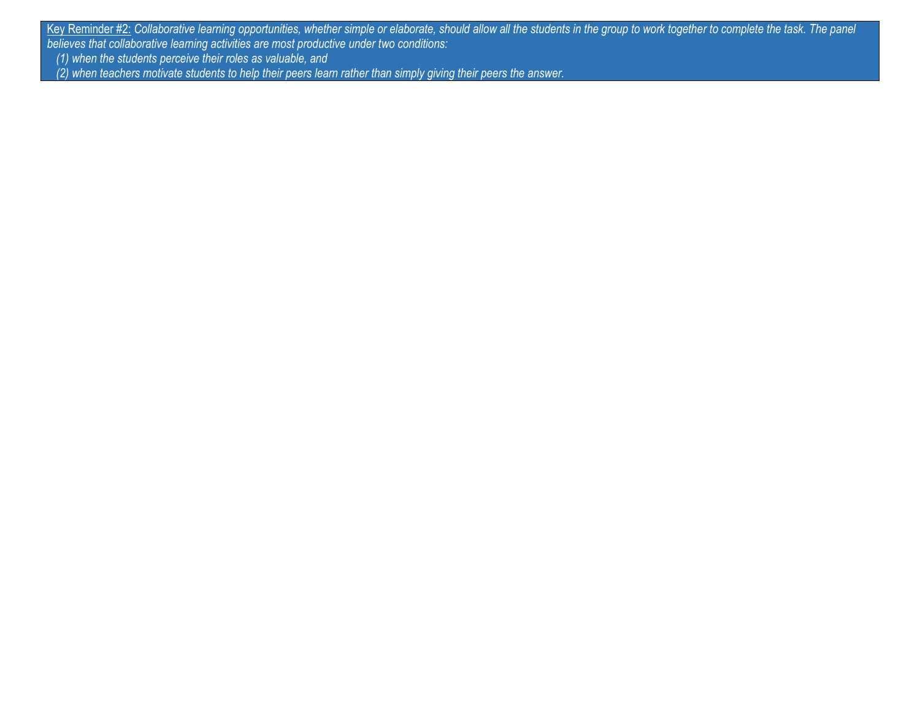Key Reminder #2: *Collaborative learning opportunities, whether simple or elaborate, should allow all the students in the group to work together to complete the task. The panel believes that collaborative learning activities are most productive under two conditions:*

*(1) when the students perceive their roles as valuable, and*

*(2) when teachers motivate students to help their peers learn rather than simply giving their peers the answer.*